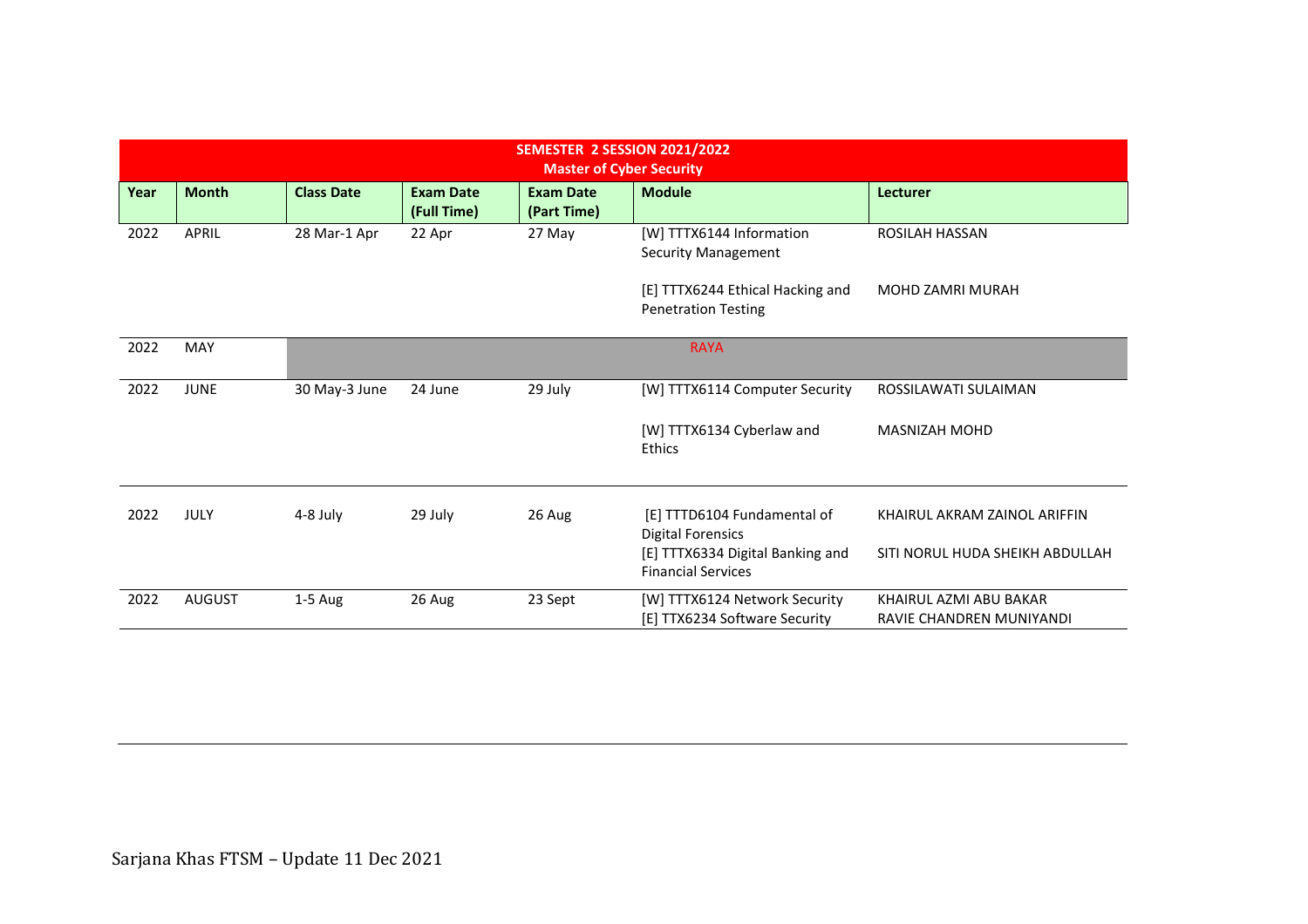| SEMESTER 2 SESSION 2021/2022<br>Master of Cyber Security | | | | | | |
|---|---|---|---|---|---|---|
| **Year** | **Month** | **Class Date** | **Exam Date (Full Time)** | **Exam Date (Part Time)** | **Module** | **Lecturer** |
| 2022 | APRIL | 28 Mar-1 Apr | 22 Apr | 27 May | [W] TTTX6144 Information Security Management<br><br>[E] TTTX6244 Ethical Hacking and Penetration Testing | ROSILAH HASSAN<br><br>MOHD ZAMRI MURAH |
| 2022 | MAY | RAYA | | | | |
| 2022 | JUNE | 30 May-3 June | 24 June | 29 July | [W] TTTX6114 Computer Security<br><br>[W] TTTX6134 Cyberlaw and Ethics | ROSSILAWATI SULAIMAN<br><br>MASNIZAH MOHD |
| 2022 | JULY | 4-8 July | 29 July | 26 Aug | [E] TTTD6104 Fundamental of Digital Forensics<br>[E] TTTX6334 Digital Banking and Financial Services | KHAIRUL AKRAM ZAINOL ARIFFIN<br><br>SITI NORUL HUDA SHEIKH ABDULLAH |
| 2022 | AUGUST | 1-5 Aug | 26 Aug | 23 Sept | [W] TTTX6124 Network Security<br>[E] TTX6234 Software Security | KHAIRUL AZMI ABU BAKAR<br>RAVIE CHANDREN MUNIYANDI |

Sarjana Khas FTSM – Update 11 Dec 2021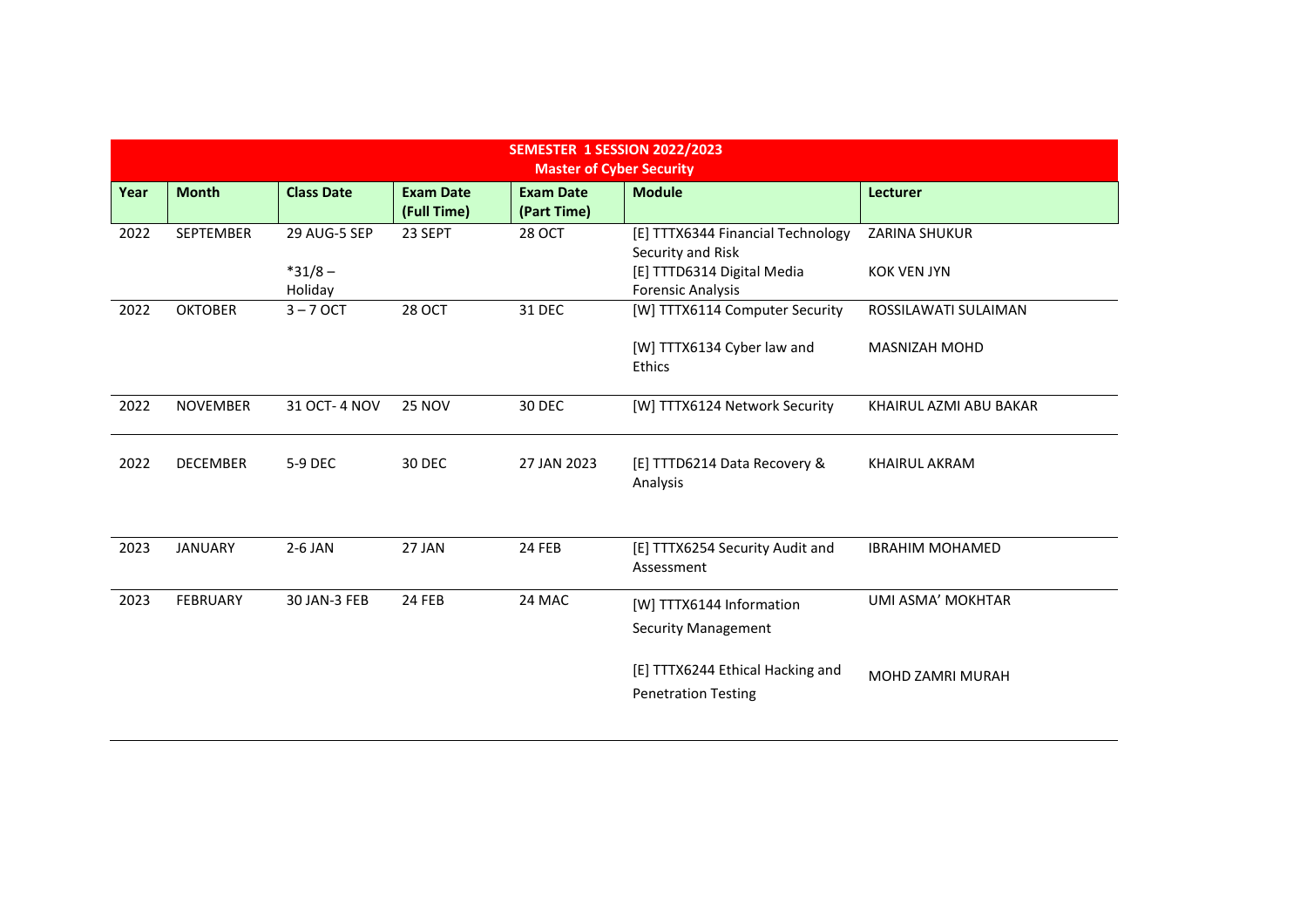| SEMESTER 1 SESSION 2022/2023<br>Master of Cyber Security | | | | | | |
|---|---|---|---|---|---|---|
| **Year** | **Month** | **Class Date** | **Exam Date (Full Time)** | **Exam Date (Part Time)** | **Module** | **Lecturer** |
| 2022 | SEPTEMBER | 29 AUG-5 SEP<br><br>*31/8 – Holiday | 23 SEPT | 28 OCT | [E] TTTX6344 Financial Technology Security and Risk<br>[E] TTTD6314 Digital Media Forensic Analysis | ZARINA SHUKUR<br><br>KOK VEN JYN |
| 2022 | OKTOBER | 3 – 7 OCT | 28 OCT | 31 DEC | [W] TTTX6114 Computer Security<br><br>[W] TTTX6134 Cyber law and Ethics | ROSSILAWATI SULAIMAN<br><br>MASNIZAH MOHD |
| 2022 | NOVEMBER | 31 OCT- 4 NOV | 25 NOV | 30 DEC | [W] TTTX6124 Network Security | KHAIRUL AZMI ABU BAKAR |
| 2022 | DECEMBER | 5-9 DEC | 30 DEC | 27 JAN 2023 | [E] TTTD6214 Data Recovery & Analysis | KHAIRUL AKRAM |
| 2023 | JANUARY | 2-6 JAN | 27 JAN | 24 FEB | [E] TTTX6254 Security Audit and Assessment | IBRAHIM MOHAMED |
| 2023 | FEBRUARY | 30 JAN-3 FEB | 24 FEB | 24 MAC | [W] TTTX6144 Information Security Management<br><br>[E] TTTX6244 Ethical Hacking and Penetration Testing | UMI ASMA' MOKHTAR<br><br>MOHD ZAMRI MURAH |